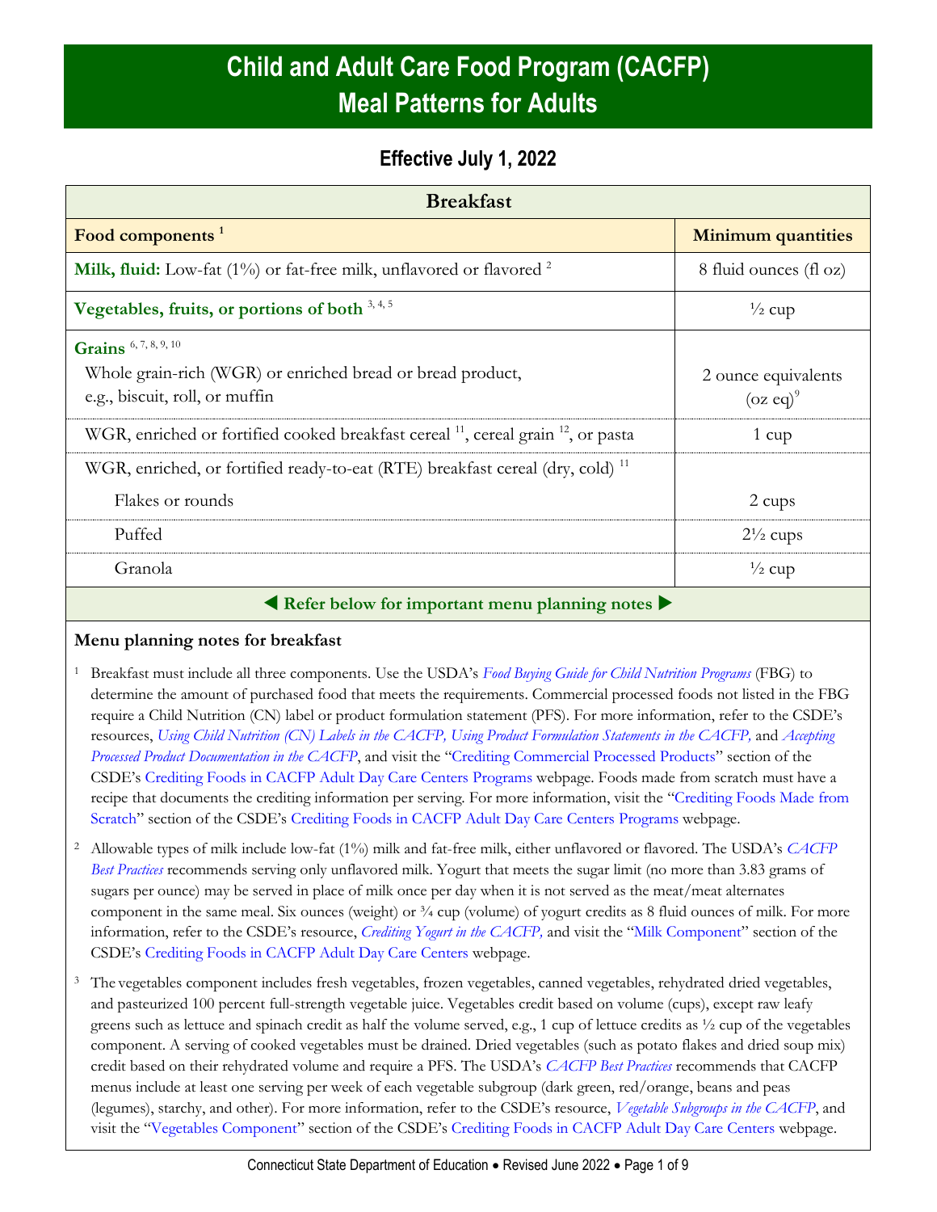# Child and Adult Care Food Program (CACFP) Meal Patterns for Adults

## Effective July 1, 2022

| Breakfast | |
|---|---|
| **Food components** [1] | **Minimum quantities** |
| **Milk, fluid:** Low-fat (1%) or fat-free milk, unflavored or flavored [2] | 8 fluid ounces (fl oz) |
| **Vegetables, fruits, or portions of both** [3, 4, 5] | ½ cup |
| **Grains** [6, 7, 8, 9, 10] Whole grain-rich (WGR) or enriched bread or bread product, e.g., biscuit, roll, or muffin | 2 ounce equivalents (oz eq)[9] |
| WGR, enriched or fortified cooked breakfast cereal [11], cereal grain [12], or pasta | 1 cup |
| WGR, enriched, or fortified ready-to-eat (RTE) breakfast cereal (dry, cold) [11] | |
| Flakes or rounds | 2 cups |
| Puffed | 2½ cups |
| Granola | ½ cup |

◀ **Refer below for important menu planning notes** ▶

### Menu planning notes for breakfast

[1] Breakfast must include all three components. Use the USDA's *Food Buying Guide for Child Nutrition Programs* (FBG) to determine the amount of purchased food that meets the requirements. Commercial processed foods not listed in the FBG require a Child Nutrition (CN) label or product formulation statement (PFS). For more information, refer to the CSDE's resources, *Using Child Nutrition (CN) Labels in the CACFP, Using Product Formulation Statements in the CACFP,* and *Accepting Processed Product Documentation in the CACFP*, and visit the "Crediting Commercial Processed Products" section of the CSDE's Crediting Foods in CACFP Adult Day Care Centers Programs webpage. Foods made from scratch must have a recipe that documents the crediting information per serving. For more information, visit the "Crediting Foods Made from Scratch" section of the CSDE's Crediting Foods in CACFP Adult Day Care Centers Programs webpage.

[2] Allowable types of milk include low-fat (1%) milk and fat-free milk, either unflavored or flavored. The USDA's *CACFP Best Practices* recommends serving only unflavored milk. Yogurt that meets the sugar limit (no more than 3.83 grams of sugars per ounce) may be served in place of milk once per day when it is not served as the meat/meat alternates component in the same meal. Six ounces (weight) or ¾ cup (volume) of yogurt credits as 8 fluid ounces of milk. For more information, refer to the CSDE's resource, *Crediting Yogurt in the CACFP,* and visit the "Milk Component" section of the CSDE's Crediting Foods in CACFP Adult Day Care Centers webpage.

[3] The vegetables component includes fresh vegetables, frozen vegetables, canned vegetables, rehydrated dried vegetables, and pasteurized 100 percent full-strength vegetable juice. Vegetables credit based on volume (cups), except raw leafy greens such as lettuce and spinach credit as half the volume served, e.g., 1 cup of lettuce credits as ½ cup of the vegetables component. A serving of cooked vegetables must be drained. Dried vegetables (such as potato flakes and dried soup mix) credit based on their rehydrated volume and require a PFS. The USDA's *CACFP Best Practices* recommends that CACFP menus include at least one serving per week of each vegetable subgroup (dark green, red/orange, beans and peas (legumes), starchy, and other). For more information, refer to the CSDE's resource, *Vegetable Subgroups in the CACFP*, and visit the "Vegetables Component" section of the CSDE's Crediting Foods in CACFP Adult Day Care Centers webpage.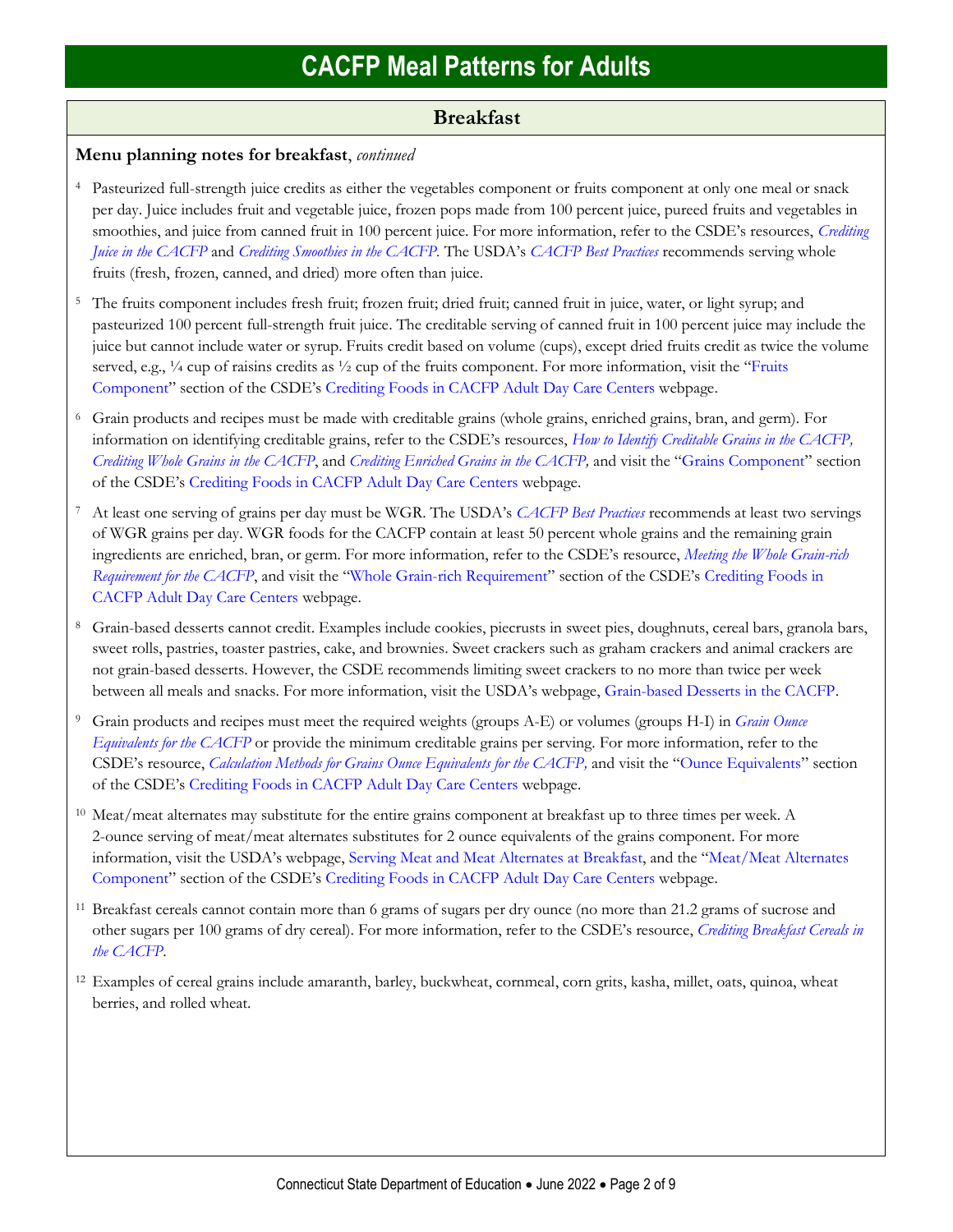# CACFP Meal Patterns for Adults

## Breakfast

**Menu planning notes for breakfast**, *continued*

[4] Pasteurized full-strength juice credits as either the vegetables component or fruits component at only one meal or snack per day. Juice includes fruit and vegetable juice, frozen pops made from 100 percent juice, pureed fruits and vegetables in smoothies, and juice from canned fruit in 100 percent juice. For more information, refer to the CSDE's resources, *Crediting Juice in the CACFP* and *Crediting Smoothies in the CACFP.* The USDA's *CACFP Best Practices* recommends serving whole fruits (fresh, frozen, canned, and dried) more often than juice.

[5] The fruits component includes fresh fruit; frozen fruit; dried fruit; canned fruit in juice, water, or light syrup; and pasteurized 100 percent full-strength fruit juice. The creditable serving of canned fruit in 100 percent juice may include the juice but cannot include water or syrup. Fruits credit based on volume (cups), except dried fruits credit as twice the volume served, e.g., ¼ cup of raisins credits as ½ cup of the fruits component. For more information, visit the "Fruits Component" section of the CSDE's Crediting Foods in CACFP Adult Day Care Centers webpage.

[6] Grain products and recipes must be made with creditable grains (whole grains, enriched grains, bran, and germ). For information on identifying creditable grains, refer to the CSDE's resources, *How to Identify Creditable Grains in the CACFP, Crediting Whole Grains in the CACFP*, and *Crediting Enriched Grains in the CACFP,* and visit the "Grains Component" section of the CSDE's Crediting Foods in CACFP Adult Day Care Centers webpage.

[7] At least one serving of grains per day must be WGR. The USDA's *CACFP Best Practices* recommends at least two servings of WGR grains per day. WGR foods for the CACFP contain at least 50 percent whole grains and the remaining grain ingredients are enriched, bran, or germ. For more information, refer to the CSDE's resource, *Meeting the Whole Grain-rich Requirement for the CACFP*, and visit the "Whole Grain-rich Requirement" section of the CSDE's Crediting Foods in CACFP Adult Day Care Centers webpage.

[8] Grain-based desserts cannot credit. Examples include cookies, piecrusts in sweet pies, doughnuts, cereal bars, granola bars, sweet rolls, pastries, toaster pastries, cake, and brownies. Sweet crackers such as graham crackers and animal crackers are not grain-based desserts. However, the CSDE recommends limiting sweet crackers to no more than twice per week between all meals and snacks. For more information, visit the USDA's webpage, Grain-based Desserts in the CACFP.

[9] Grain products and recipes must meet the required weights (groups A-E) or volumes (groups H-I) in *Grain Ounce Equivalents for the CACFP* or provide the minimum creditable grains per serving. For more information, refer to the CSDE's resource, *Calculation Methods for Grains Ounce Equivalents for the CACFP,* and visit the "Ounce Equivalents" section of the CSDE's Crediting Foods in CACFP Adult Day Care Centers webpage.

[10] Meat/meat alternates may substitute for the entire grains component at breakfast up to three times per week. A 2-ounce serving of meat/meat alternates substitutes for 2 ounce equivalents of the grains component. For more information, visit the USDA's webpage, Serving Meat and Meat Alternates at Breakfast, and the "Meat/Meat Alternates Component" section of the CSDE's Crediting Foods in CACFP Adult Day Care Centers webpage.

[11] Breakfast cereals cannot contain more than 6 grams of sugars per dry ounce (no more than 21.2 grams of sucrose and other sugars per 100 grams of dry cereal). For more information, refer to the CSDE's resource, *Crediting Breakfast Cereals in the CACFP*.

[12] Examples of cereal grains include amaranth, barley, buckwheat, cornmeal, corn grits, kasha, millet, oats, quinoa, wheat berries, and rolled wheat.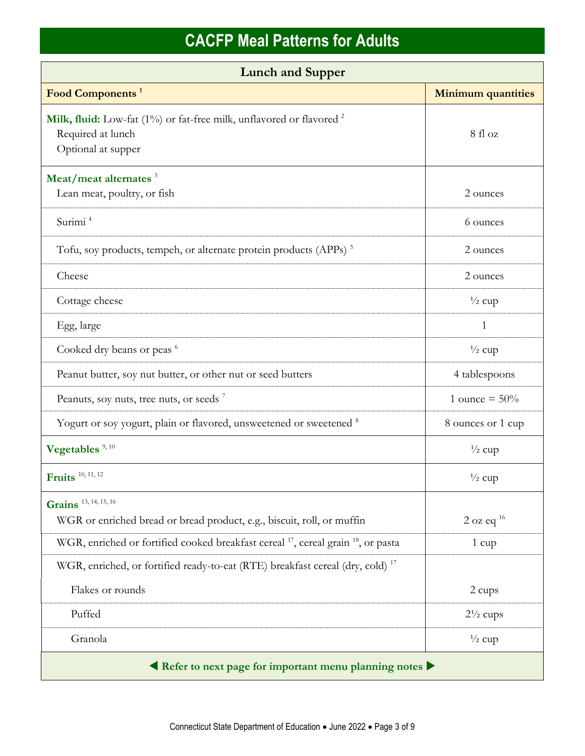# CACFP Meal Patterns for Adults

## Lunch and Supper

| Food Components [1] | Minimum quantities |
|---|---|
| **Milk, fluid:** Low-fat (1%) or fat-free milk, unflavored or flavored [2]<br>Required at lunch<br>Optional at supper | 8 fl oz |
| **Meat/meat alternates** [3] | |
| Lean meat, poultry, or fish | 2 ounces |
| Surimi [4] | 6 ounces |
| Tofu, soy products, tempeh, or alternate protein products (APPs) [5] | 2 ounces |
| Cheese | 2 ounces |
| Cottage cheese | ½ cup |
| Egg, large | 1 |
| Cooked dry beans or peas [6] | ½ cup |
| Peanut butter, soy nut butter, or other nut or seed butters | 4 tablespoons |
| Peanuts, soy nuts, tree nuts, or seeds [7] | 1 ounce = 50% |
| Yogurt or soy yogurt, plain or flavored, unsweetened or sweetened [8] | 8 ounces or 1 cup |
| **Vegetables** [9, 10] | ½ cup |
| **Fruits** [10, 11, 12] | ½ cup |
| **Grains** [13, 14, 15, 16] | |
| WGR or enriched bread or bread product, e.g., biscuit, roll, or muffin | 2 oz eq [16] |
| WGR, enriched or fortified cooked breakfast cereal [17], cereal grain [18], or pasta | 1 cup |
| WGR, enriched, or fortified ready-to-eat (RTE) breakfast cereal (dry, cold) [17] | |
| Flakes or rounds | 2 cups |
| Puffed | 2½ cups |
| Granola | ½ cup |

◀ **Refer to next page for important menu planning notes** ▶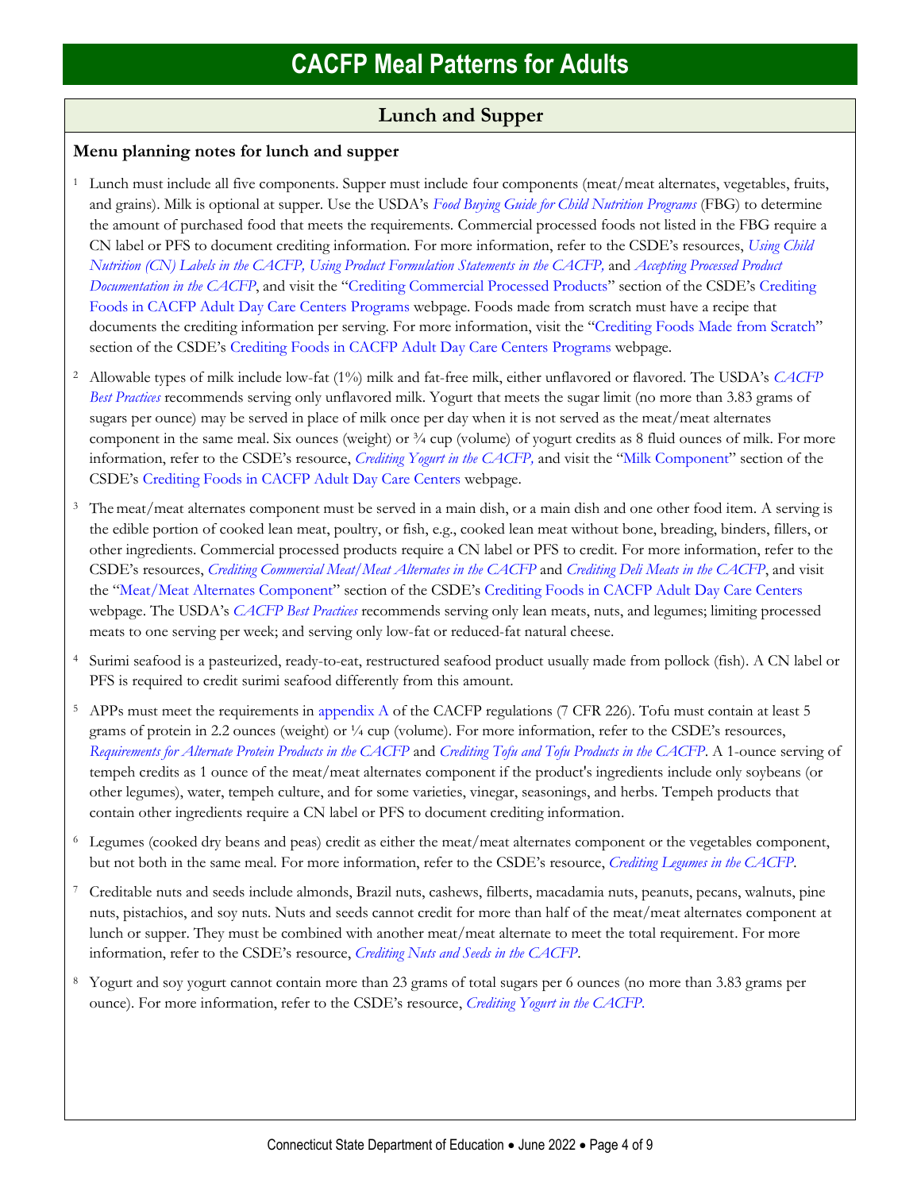# CACFP Meal Patterns for Adults

## Lunch and Supper

### Menu planning notes for lunch and supper

[1] Lunch must include all five components. Supper must include four components (meat/meat alternates, vegetables, fruits, and grains). Milk is optional at supper. Use the USDA's *Food Buying Guide for Child Nutrition Programs* (FBG) to determine the amount of purchased food that meets the requirements. Commercial processed foods not listed in the FBG require a CN label or PFS to document crediting information. For more information, refer to the CSDE's resources, *Using Child Nutrition (CN) Labels in the CACFP, Using Product Formulation Statements in the CACFP,* and *Accepting Processed Product Documentation in the CACFP*, and visit the "Crediting Commercial Processed Products" section of the CSDE's Crediting Foods in CACFP Adult Day Care Centers Programs webpage. Foods made from scratch must have a recipe that documents the crediting information per serving. For more information, visit the "Crediting Foods Made from Scratch" section of the CSDE's Crediting Foods in CACFP Adult Day Care Centers Programs webpage.

[2] Allowable types of milk include low-fat (1%) milk and fat-free milk, either unflavored or flavored. The USDA's *CACFP Best Practices* recommends serving only unflavored milk. Yogurt that meets the sugar limit (no more than 3.83 grams of sugars per ounce) may be served in place of milk once per day when it is not served as the meat/meat alternates component in the same meal. Six ounces (weight) or ¾ cup (volume) of yogurt credits as 8 fluid ounces of milk. For more information, refer to the CSDE's resource, *Crediting Yogurt in the CACFP,* and visit the "Milk Component" section of the CSDE's Crediting Foods in CACFP Adult Day Care Centers webpage.

[3] The meat/meat alternates component must be served in a main dish, or a main dish and one other food item. A serving is the edible portion of cooked lean meat, poultry, or fish, e.g., cooked lean meat without bone, breading, binders, fillers, or other ingredients. Commercial processed products require a CN label or PFS to credit. For more information, refer to the CSDE's resources, *Crediting Commercial Meat/Meat Alternates in the CACFP* and *Crediting Deli Meats in the CACFP*, and visit the "Meat/Meat Alternates Component" section of the CSDE's Crediting Foods in CACFP Adult Day Care Centers webpage. The USDA's *CACFP Best Practices* recommends serving only lean meats, nuts, and legumes; limiting processed meats to one serving per week; and serving only low-fat or reduced-fat natural cheese.

[4] Surimi seafood is a pasteurized, ready-to-eat, restructured seafood product usually made from pollock (fish). A CN label or PFS is required to credit surimi seafood differently from this amount.

[5] APPs must meet the requirements in appendix A of the CACFP regulations (7 CFR 226). Tofu must contain at least 5 grams of protein in 2.2 ounces (weight) or ¼ cup (volume). For more information, refer to the CSDE's resources, *Requirements for Alternate Protein Products in the CACFP* and *Crediting Tofu and Tofu Products in the CACFP*. A 1-ounce serving of tempeh credits as 1 ounce of the meat/meat alternates component if the product's ingredients include only soybeans (or other legumes), water, tempeh culture, and for some varieties, vinegar, seasonings, and herbs. Tempeh products that contain other ingredients require a CN label or PFS to document crediting information.

[6] Legumes (cooked dry beans and peas) credit as either the meat/meat alternates component or the vegetables component, but not both in the same meal. For more information, refer to the CSDE's resource, *Crediting Legumes in the CACFP*.

[7] Creditable nuts and seeds include almonds, Brazil nuts, cashews, filberts, macadamia nuts, peanuts, pecans, walnuts, pine nuts, pistachios, and soy nuts. Nuts and seeds cannot credit for more than half of the meat/meat alternates component at lunch or supper. They must be combined with another meat/meat alternate to meet the total requirement. For more information, refer to the CSDE's resource, *Crediting Nuts and Seeds in the CACFP*.

[8] Yogurt and soy yogurt cannot contain more than 23 grams of total sugars per 6 ounces (no more than 3.83 grams per ounce). For more information, refer to the CSDE's resource, *Crediting Yogurt in the CACFP*.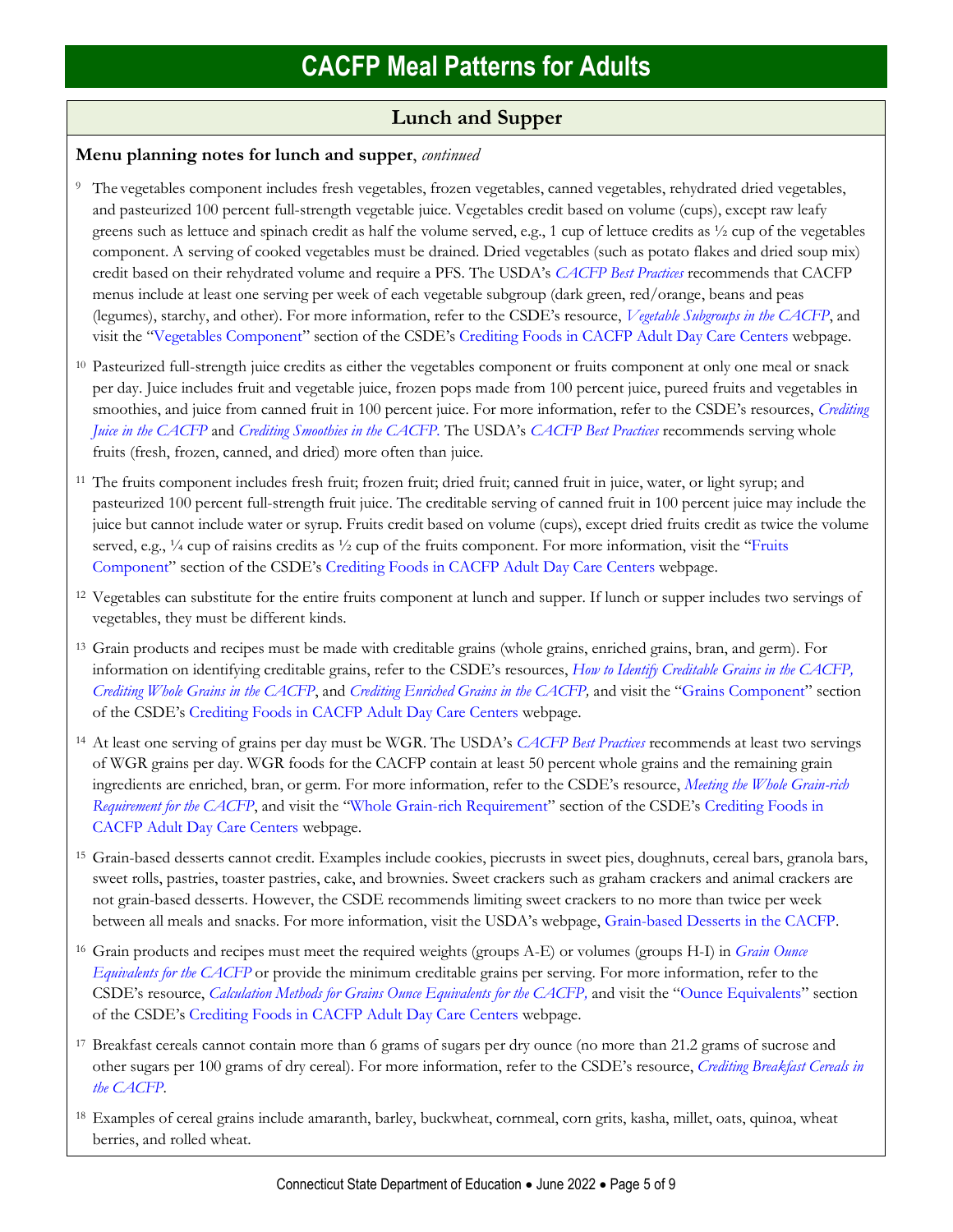# CACFP Meal Patterns for Adults

## Lunch and Supper

**Menu planning notes for lunch and supper**, *continued*

[9] The vegetables component includes fresh vegetables, frozen vegetables, canned vegetables, rehydrated dried vegetables, and pasteurized 100 percent full-strength vegetable juice. Vegetables credit based on volume (cups), except raw leafy greens such as lettuce and spinach credit as half the volume served, e.g., 1 cup of lettuce credits as ½ cup of the vegetables component. A serving of cooked vegetables must be drained. Dried vegetables (such as potato flakes and dried soup mix) credit based on their rehydrated volume and require a PFS. The USDA's *CACFP Best Practices* recommends that CACFP menus include at least one serving per week of each vegetable subgroup (dark green, red/orange, beans and peas (legumes), starchy, and other). For more information, refer to the CSDE's resource, *Vegetable Subgroups in the CACFP*, and visit the "Vegetables Component" section of the CSDE's Crediting Foods in CACFP Adult Day Care Centers webpage.

[10] Pasteurized full-strength juice credits as either the vegetables component or fruits component at only one meal or snack per day. Juice includes fruit and vegetable juice, frozen pops made from 100 percent juice, pureed fruits and vegetables in smoothies, and juice from canned fruit in 100 percent juice. For more information, refer to the CSDE's resources, *Crediting Juice in the CACFP* and *Crediting Smoothies in the CACFP.* The USDA's *CACFP Best Practices* recommends serving whole fruits (fresh, frozen, canned, and dried) more often than juice.

[11] The fruits component includes fresh fruit; frozen fruit; dried fruit; canned fruit in juice, water, or light syrup; and pasteurized 100 percent full-strength fruit juice. The creditable serving of canned fruit in 100 percent juice may include the juice but cannot include water or syrup. Fruits credit based on volume (cups), except dried fruits credit as twice the volume served, e.g., ¼ cup of raisins credits as ½ cup of the fruits component. For more information, visit the "Fruits Component" section of the CSDE's Crediting Foods in CACFP Adult Day Care Centers webpage.

[12] Vegetables can substitute for the entire fruits component at lunch and supper. If lunch or supper includes two servings of vegetables, they must be different kinds.

[13] Grain products and recipes must be made with creditable grains (whole grains, enriched grains, bran, and germ). For information on identifying creditable grains, refer to the CSDE's resources, *How to Identify Creditable Grains in the CACFP, Crediting Whole Grains in the CACFP*, and *Crediting Enriched Grains in the CACFP,* and visit the "Grains Component" section of the CSDE's Crediting Foods in CACFP Adult Day Care Centers webpage.

[14] At least one serving of grains per day must be WGR. The USDA's *CACFP Best Practices* recommends at least two servings of WGR grains per day. WGR foods for the CACFP contain at least 50 percent whole grains and the remaining grain ingredients are enriched, bran, or germ. For more information, refer to the CSDE's resource, *Meeting the Whole Grain-rich Requirement for the CACFP*, and visit the "Whole Grain-rich Requirement" section of the CSDE's Crediting Foods in CACFP Adult Day Care Centers webpage.

[15] Grain-based desserts cannot credit. Examples include cookies, piecrusts in sweet pies, doughnuts, cereal bars, granola bars, sweet rolls, pastries, toaster pastries, cake, and brownies. Sweet crackers such as graham crackers and animal crackers are not grain-based desserts. However, the CSDE recommends limiting sweet crackers to no more than twice per week between all meals and snacks. For more information, visit the USDA's webpage, Grain-based Desserts in the CACFP.

[16] Grain products and recipes must meet the required weights (groups A-E) or volumes (groups H-I) in *Grain Ounce Equivalents for the CACFP* or provide the minimum creditable grains per serving. For more information, refer to the CSDE's resource, *Calculation Methods for Grains Ounce Equivalents for the CACFP,* and visit the "Ounce Equivalents" section of the CSDE's Crediting Foods in CACFP Adult Day Care Centers webpage.

[17] Breakfast cereals cannot contain more than 6 grams of sugars per dry ounce (no more than 21.2 grams of sucrose and other sugars per 100 grams of dry cereal). For more information, refer to the CSDE's resource, *Crediting Breakfast Cereals in the CACFP*.

[18] Examples of cereal grains include amaranth, barley, buckwheat, cornmeal, corn grits, kasha, millet, oats, quinoa, wheat berries, and rolled wheat.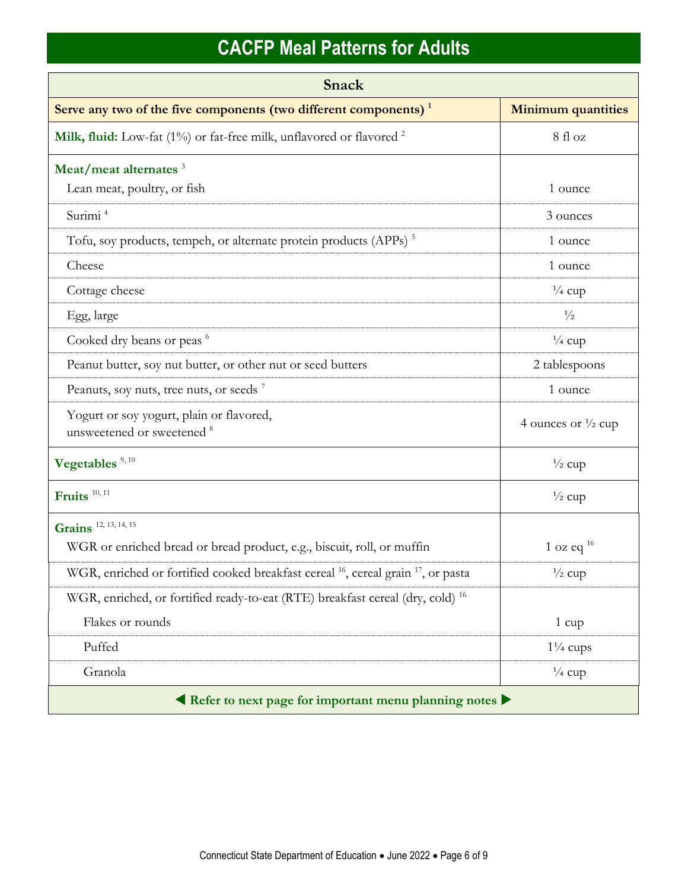# CACFP Meal Patterns for Adults

| Snack | |
|---|---|
| **Serve any two of the five components (two different components)** [1] | **Minimum quantities** |
| **Milk, fluid:** Low-fat (1%) or fat-free milk, unflavored or flavored [2] | 8 fl oz |
| **Meat/meat alternates** [3] | |
| Lean meat, poultry, or fish | 1 ounce |
| Surimi [4] | 3 ounces |
| Tofu, soy products, tempeh, or alternate protein products (APPs) [5] | 1 ounce |
| Cheese | 1 ounce |
| Cottage cheese | ¼ cup |
| Egg, large | ½ |
| Cooked dry beans or peas [6] | ¼ cup |
| Peanut butter, soy nut butter, or other nut or seed butters | 2 tablespoons |
| Peanuts, soy nuts, tree nuts, or seeds [7] | 1 ounce |
| Yogurt or soy yogurt, plain or flavored, unsweetened or sweetened [8] | 4 ounces or ½ cup |
| **Vegetables** [9, 10] | ½ cup |
| **Fruits** [10, 11] | ½ cup |
| **Grains** [12, 13, 14, 15] | |
| WGR or enriched bread or bread product, e.g., biscuit, roll, or muffin | 1 oz eq [16] |
| WGR, enriched or fortified cooked breakfast cereal [16], cereal grain [17], or pasta | ½ cup |
| WGR, enriched, or fortified ready-to-eat (RTE) breakfast cereal (dry, cold) [16] | |
| Flakes or rounds | 1 cup |
| Puffed | 1¼ cups |
| Granola | ¼ cup |

◀ **Refer to next page for important menu planning notes** ▶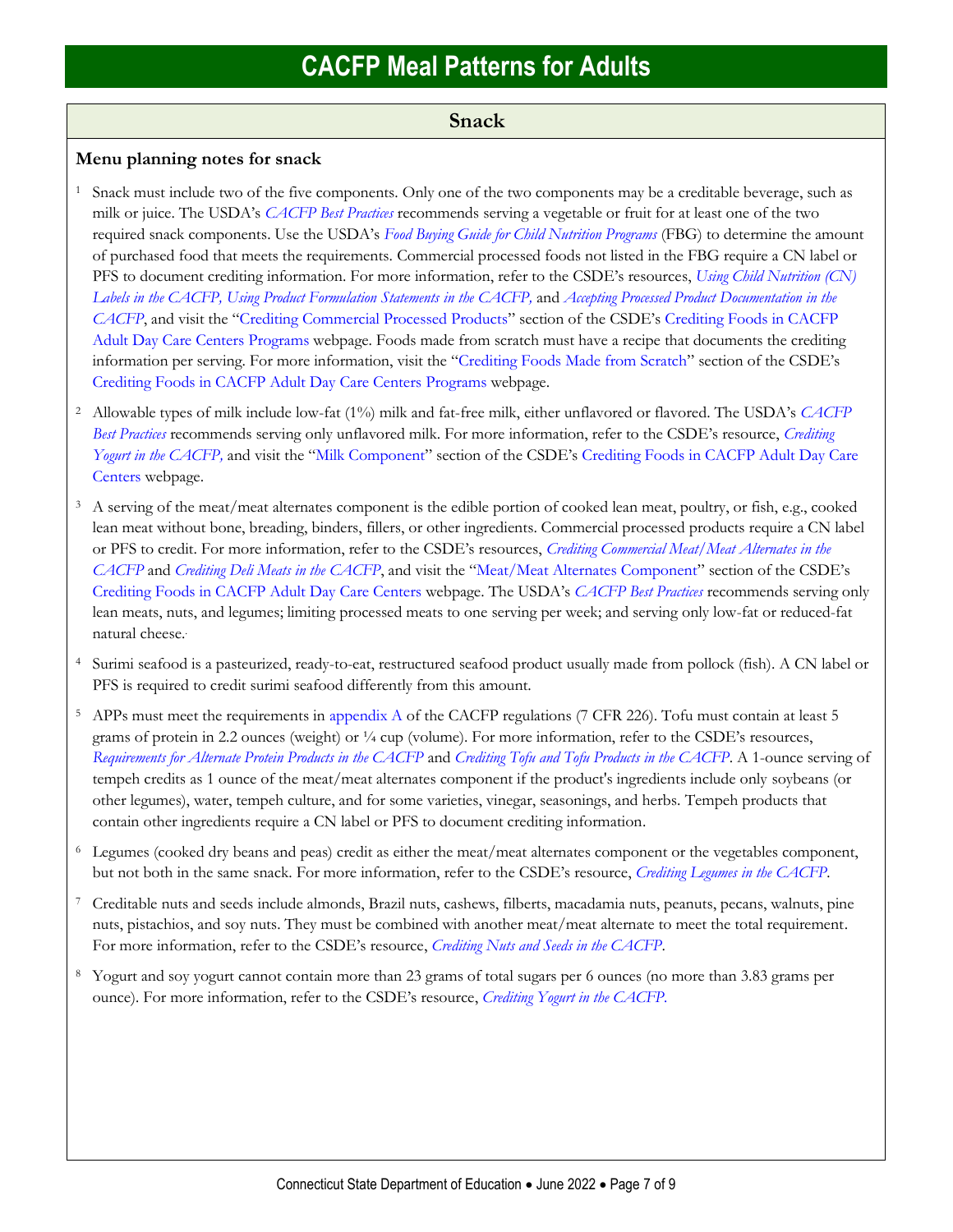# CACFP Meal Patterns for Adults

## Snack

### Menu planning notes for snack

1. Snack must include two of the five components. Only one of the two components may be a creditable beverage, such as milk or juice. The USDA's *CACFP Best Practices* recommends serving a vegetable or fruit for at least one of the two required snack components. Use the USDA's *Food Buying Guide for Child Nutrition Programs* (FBG) to determine the amount of purchased food that meets the requirements. Commercial processed foods not listed in the FBG require a CN label or PFS to document crediting information. For more information, refer to the CSDE's resources, *Using Child Nutrition (CN) Labels in the CACFP, Using Product Formulation Statements in the CACFP,* and *Accepting Processed Product Documentation in the CACFP*, and visit the "Crediting Commercial Processed Products" section of the CSDE's Crediting Foods in CACFP Adult Day Care Centers Programs webpage. Foods made from scratch must have a recipe that documents the crediting information per serving. For more information, visit the "Crediting Foods Made from Scratch" section of the CSDE's Crediting Foods in CACFP Adult Day Care Centers Programs webpage.

2. Allowable types of milk include low-fat (1%) milk and fat-free milk, either unflavored or flavored. The USDA's *CACFP Best Practices* recommends serving only unflavored milk. For more information, refer to the CSDE's resource, *Crediting Yogurt in the CACFP,* and visit the "Milk Component" section of the CSDE's Crediting Foods in CACFP Adult Day Care Centers webpage.

3. A serving of the meat/meat alternates component is the edible portion of cooked lean meat, poultry, or fish, e.g., cooked lean meat without bone, breading, binders, fillers, or other ingredients. Commercial processed products require a CN label or PFS to credit. For more information, refer to the CSDE's resources, *Crediting Commercial Meat/Meat Alternates in the CACFP* and *Crediting Deli Meats in the CACFP*, and visit the "Meat/Meat Alternates Component" section of the CSDE's Crediting Foods in CACFP Adult Day Care Centers webpage. The USDA's *CACFP Best Practices* recommends serving only lean meats, nuts, and legumes; limiting processed meats to one serving per week; and serving only low-fat or reduced-fat natural cheese.

4. Surimi seafood is a pasteurized, ready-to-eat, restructured seafood product usually made from pollock (fish). A CN label or PFS is required to credit surimi seafood differently from this amount.

5. APPs must meet the requirements in appendix A of the CACFP regulations (7 CFR 226). Tofu must contain at least 5 grams of protein in 2.2 ounces (weight) or ¼ cup (volume). For more information, refer to the CSDE's resources, *Requirements for Alternate Protein Products in the CACFP* and *Crediting Tofu and Tofu Products in the CACFP*. A 1-ounce serving of tempeh credits as 1 ounce of the meat/meat alternates component if the product's ingredients include only soybeans (or other legumes), water, tempeh culture, and for some varieties, vinegar, seasonings, and herbs. Tempeh products that contain other ingredients require a CN label or PFS to document crediting information.

6. Legumes (cooked dry beans and peas) credit as either the meat/meat alternates component or the vegetables component, but not both in the same snack. For more information, refer to the CSDE's resource, *Crediting Legumes in the CACFP*.

7. Creditable nuts and seeds include almonds, Brazil nuts, cashews, filberts, macadamia nuts, peanuts, pecans, walnuts, pine nuts, pistachios, and soy nuts. They must be combined with another meat/meat alternate to meet the total requirement. For more information, refer to the CSDE's resource, *Crediting Nuts and Seeds in the CACFP*.

8. Yogurt and soy yogurt cannot contain more than 23 grams of total sugars per 6 ounces (no more than 3.83 grams per ounce). For more information, refer to the CSDE's resource, *Crediting Yogurt in the CACFP*.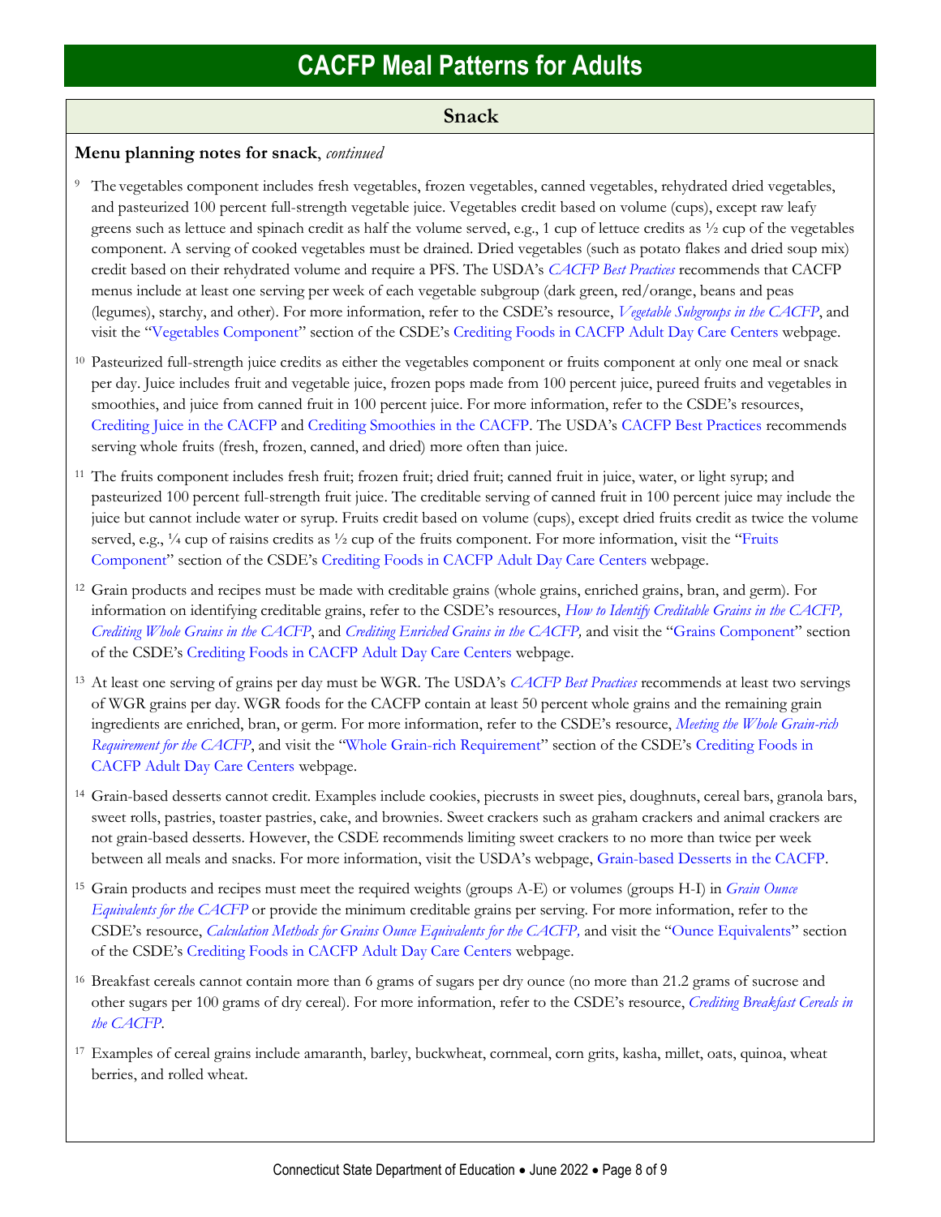# CACFP Meal Patterns for Adults

## Snack

**Menu planning notes for snack**, *continued*

[9] The vegetables component includes fresh vegetables, frozen vegetables, canned vegetables, rehydrated dried vegetables, and pasteurized 100 percent full-strength vegetable juice. Vegetables credit based on volume (cups), except raw leafy greens such as lettuce and spinach credit as half the volume served, e.g., 1 cup of lettuce credits as ½ cup of the vegetables component. A serving of cooked vegetables must be drained. Dried vegetables (such as potato flakes and dried soup mix) credit based on their rehydrated volume and require a PFS. The USDA's *CACFP Best Practices* recommends that CACFP menus include at least one serving per week of each vegetable subgroup (dark green, red/orange, beans and peas (legumes), starchy, and other). For more information, refer to the CSDE's resource, *Vegetable Subgroups in the CACFP*, and visit the "Vegetables Component" section of the CSDE's Crediting Foods in CACFP Adult Day Care Centers webpage.

[10] Pasteurized full-strength juice credits as either the vegetables component or fruits component at only one meal or snack per day. Juice includes fruit and vegetable juice, frozen pops made from 100 percent juice, pureed fruits and vegetables in smoothies, and juice from canned fruit in 100 percent juice. For more information, refer to the CSDE's resources, Crediting Juice in the CACFP and Crediting Smoothies in the CACFP. The USDA's CACFP Best Practices recommends serving whole fruits (fresh, frozen, canned, and dried) more often than juice.

[11] The fruits component includes fresh fruit; frozen fruit; dried fruit; canned fruit in juice, water, or light syrup; and pasteurized 100 percent full-strength fruit juice. The creditable serving of canned fruit in 100 percent juice may include the juice but cannot include water or syrup. Fruits credit based on volume (cups), except dried fruits credit as twice the volume served, e.g., ¼ cup of raisins credits as ½ cup of the fruits component. For more information, visit the "Fruits Component" section of the CSDE's Crediting Foods in CACFP Adult Day Care Centers webpage.

[12] Grain products and recipes must be made with creditable grains (whole grains, enriched grains, bran, and germ). For information on identifying creditable grains, refer to the CSDE's resources, *How to Identify Creditable Grains in the CACFP, Crediting Whole Grains in the CACFP*, and *Crediting Enriched Grains in the CACFP,* and visit the "Grains Component" section of the CSDE's Crediting Foods in CACFP Adult Day Care Centers webpage.

[13] At least one serving of grains per day must be WGR. The USDA's *CACFP Best Practices* recommends at least two servings of WGR grains per day. WGR foods for the CACFP contain at least 50 percent whole grains and the remaining grain ingredients are enriched, bran, or germ. For more information, refer to the CSDE's resource, *Meeting the Whole Grain-rich Requirement for the CACFP*, and visit the "Whole Grain-rich Requirement" section of the CSDE's Crediting Foods in CACFP Adult Day Care Centers webpage.

[14] Grain-based desserts cannot credit. Examples include cookies, piecrusts in sweet pies, doughnuts, cereal bars, granola bars, sweet rolls, pastries, toaster pastries, cake, and brownies. Sweet crackers such as graham crackers and animal crackers are not grain-based desserts. However, the CSDE recommends limiting sweet crackers to no more than twice per week between all meals and snacks. For more information, visit the USDA's webpage, Grain-based Desserts in the CACFP.

[15] Grain products and recipes must meet the required weights (groups A-E) or volumes (groups H-I) in *Grain Ounce Equivalents for the CACFP* or provide the minimum creditable grains per serving. For more information, refer to the CSDE's resource, *Calculation Methods for Grains Ounce Equivalents for the CACFP,* and visit the "Ounce Equivalents" section of the CSDE's Crediting Foods in CACFP Adult Day Care Centers webpage.

[16] Breakfast cereals cannot contain more than 6 grams of sugars per dry ounce (no more than 21.2 grams of sucrose and other sugars per 100 grams of dry cereal). For more information, refer to the CSDE's resource, *Crediting Breakfast Cereals in the CACFP*.

[17] Examples of cereal grains include amaranth, barley, buckwheat, cornmeal, corn grits, kasha, millet, oats, quinoa, wheat berries, and rolled wheat.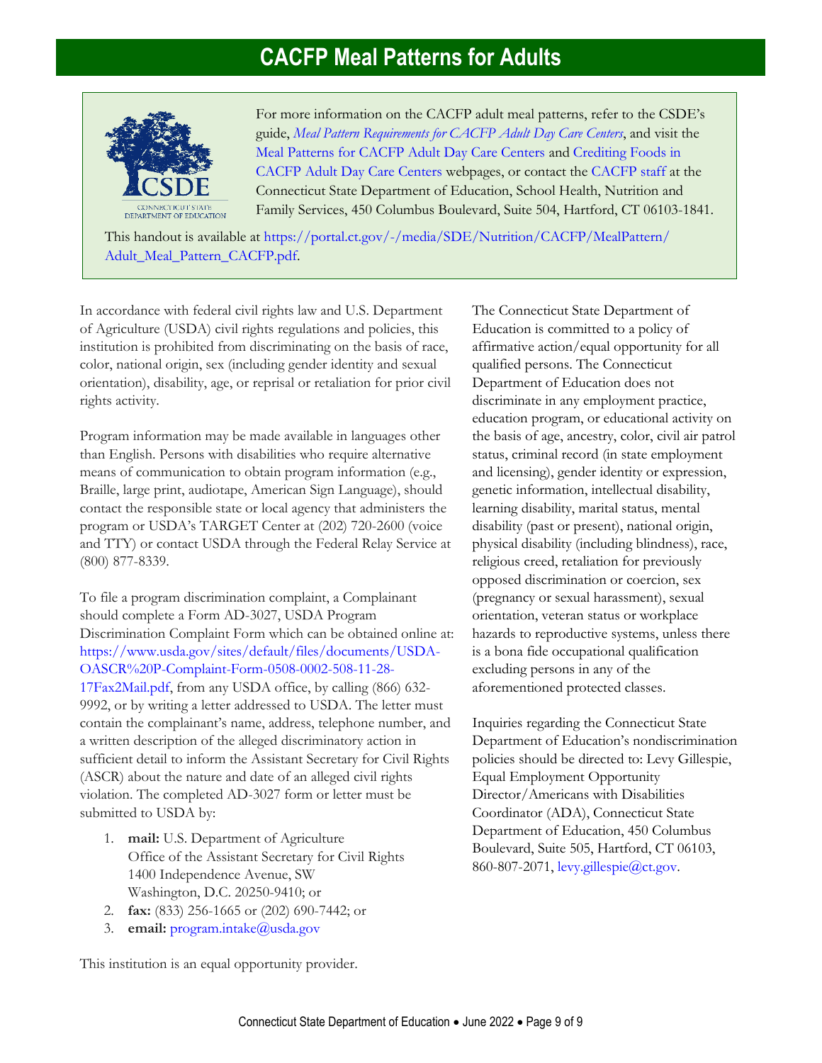# CACFP Meal Patterns for Adults

For more information on the CACFP adult meal patterns, refer to the CSDE's guide, *Meal Pattern Requirements for CACFP Adult Day Care Centers*, and visit the Meal Patterns for CACFP Adult Day Care Centers and Crediting Foods in CACFP Adult Day Care Centers webpages, or contact the CACFP staff at the Connecticut State Department of Education, School Health, Nutrition and Family Services, 450 Columbus Boulevard, Suite 504, Hartford, CT 06103-1841.

This handout is available at https://portal.ct.gov/-/media/SDE/Nutrition/CACFP/MealPattern/Adult_Meal_Pattern_CACFP.pdf.

In accordance with federal civil rights law and U.S. Department of Agriculture (USDA) civil rights regulations and policies, this institution is prohibited from discriminating on the basis of race, color, national origin, sex (including gender identity and sexual orientation), disability, age, or reprisal or retaliation for prior civil rights activity.

Program information may be made available in languages other than English. Persons with disabilities who require alternative means of communication to obtain program information (e.g., Braille, large print, audiotape, American Sign Language), should contact the responsible state or local agency that administers the program or USDA's TARGET Center at (202) 720-2600 (voice and TTY) or contact USDA through the Federal Relay Service at (800) 877-8339.

To file a program discrimination complaint, a Complainant should complete a Form AD-3027, USDA Program Discrimination Complaint Form which can be obtained online at: https://www.usda.gov/sites/default/files/documents/USDA-OASCR%20P-Complaint-Form-0508-0002-508-11-28-17Fax2Mail.pdf, from any USDA office, by calling (866) 632-9992, or by writing a letter addressed to USDA. The letter must contain the complainant's name, address, telephone number, and a written description of the alleged discriminatory action in sufficient detail to inform the Assistant Secretary for Civil Rights (ASCR) about the nature and date of an alleged civil rights violation. The completed AD-3027 form or letter must be submitted to USDA by:

1. **mail:** U.S. Department of Agriculture
   Office of the Assistant Secretary for Civil Rights
   1400 Independence Avenue, SW
   Washington, D.C. 20250-9410; or
2. **fax:** (833) 256-1665 or (202) 690-7442; or
3. **email:** program.intake@usda.gov

This institution is an equal opportunity provider.

The Connecticut State Department of Education is committed to a policy of affirmative action/equal opportunity for all qualified persons. The Connecticut Department of Education does not discriminate in any employment practice, education program, or educational activity on the basis of age, ancestry, color, civil air patrol status, criminal record (in state employment and licensing), gender identity or expression, genetic information, intellectual disability, learning disability, marital status, mental disability (past or present), national origin, physical disability (including blindness), race, religious creed, retaliation for previously opposed discrimination or coercion, sex (pregnancy or sexual harassment), sexual orientation, veteran status or workplace hazards to reproductive systems, unless there is a bona fide occupational qualification excluding persons in any of the aforementioned protected classes.

Inquiries regarding the Connecticut State Department of Education's nondiscrimination policies should be directed to: Levy Gillespie, Equal Employment Opportunity Director/Americans with Disabilities Coordinator (ADA), Connecticut State Department of Education, 450 Columbus Boulevard, Suite 505, Hartford, CT 06103, 860-807-2071, levy.gillespie@ct.gov.